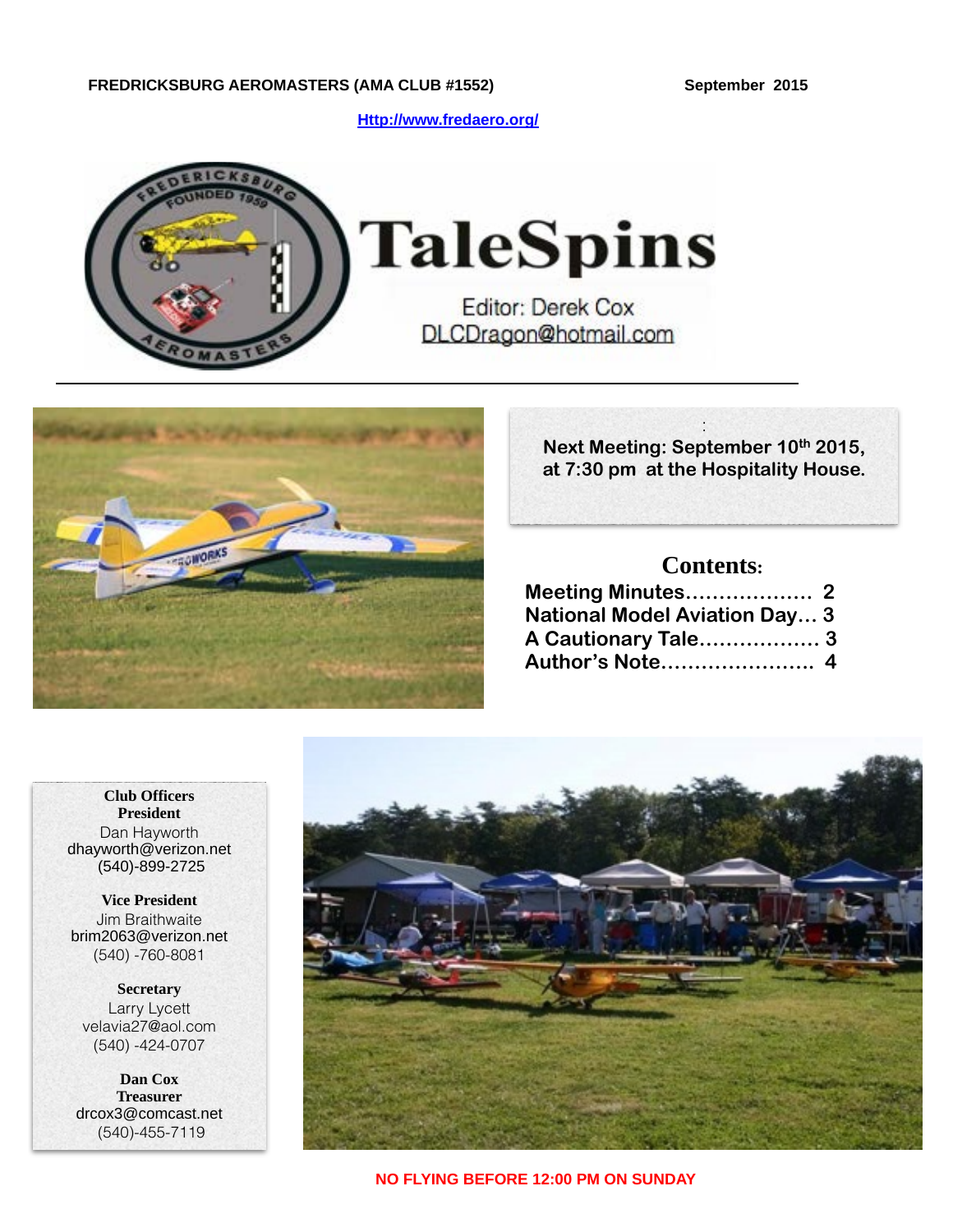**FREDRICKSBURG AEROMASTERS (AMA CLUB #1552)** **September 2015**

[Http://www.fredaero.org/](Http://www.fredaero.org/)

# TaleSpins

Editor: Derek Cox
DLCDragon@hotmail.com

---

**Next Meeting: September 10th 2015, at 7:30 pm at the Hospitality House.**

## Contents:

**Meeting Minutes.................. 2**
**National Model Aviation Day... 3**
**A Cautionary Tale................. 3**
**Author's Note...................... 4**

**Club Officers**

**President**
Dan Hayworth
dhayworth@verizon.net
(540)-899-2725

**Vice President**
Jim Braithwaite
brim2063@verizon.net
(540) -760-8081

**Secretary**
Larry Lycett
velavia27@aol.com
(540) -424-0707

**Dan Cox**
**Treasurer**
drcox3@comcast.net
(540)-455-7119

**NO FLYING BEFORE 12:00 PM ON SUNDAY**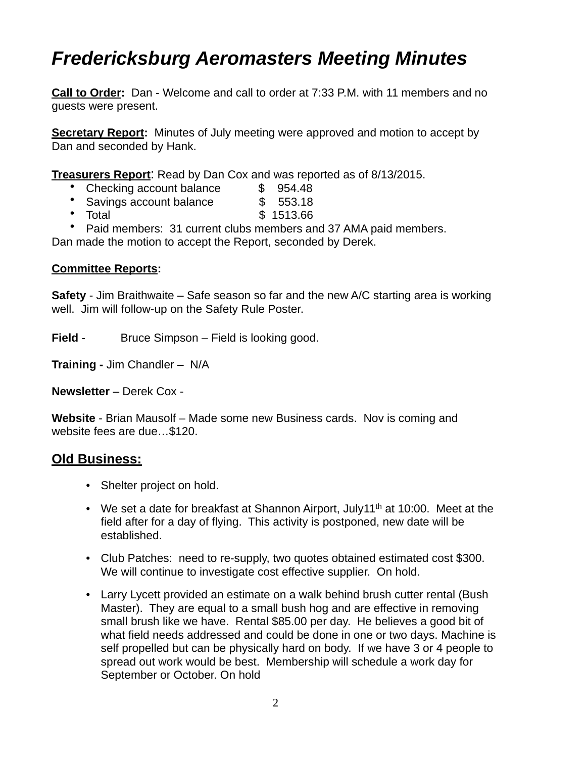# *Fredericksburg Aeromasters Meeting Minutes*

**Call to Order:** Dan - Welcome and call to order at 7:33 P.M. with 11 members and no guests were present.

**Secretary Report:** Minutes of July meeting were approved and motion to accept by Dan and seconded by Hank.

**Treasurers Report**: Read by Dan Cox and was reported as of 8/13/2015.

- Checking account balance $ 954.48
- Savings account balance $ 553.18
- Total $ 1513.66
- Paid members: 31 current clubs members and 37 AMA paid members.

Dan made the motion to accept the Report, seconded by Derek.

**Committee Reports:**

**Safety** - Jim Braithwaite – Safe season so far and the new A/C starting area is working well. Jim will follow-up on the Safety Rule Poster.

**Field** - Bruce Simpson – Field is looking good.

**Training -** Jim Chandler – N/A

**Newsletter** – Derek Cox -

**Website** - Brian Mausolf – Made some new Business cards. Nov is coming and website fees are due…$120.

## Old Business:

- Shelter project on hold.
- We set a date for breakfast at Shannon Airport, July11th at 10:00. Meet at the field after for a day of flying. This activity is postponed, new date will be established.
- Club Patches: need to re-supply, two quotes obtained estimated cost $300. We will continue to investigate cost effective supplier. On hold.
- Larry Lycett provided an estimate on a walk behind brush cutter rental (Bush Master). They are equal to a small bush hog and are effective in removing small brush like we have. Rental $85.00 per day. He believes a good bit of what field needs addressed and could be done in one or two days. Machine is self propelled but can be physically hard on body. If we have 3 or 4 people to spread out work would be best. Membership will schedule a work day for September or October. On hold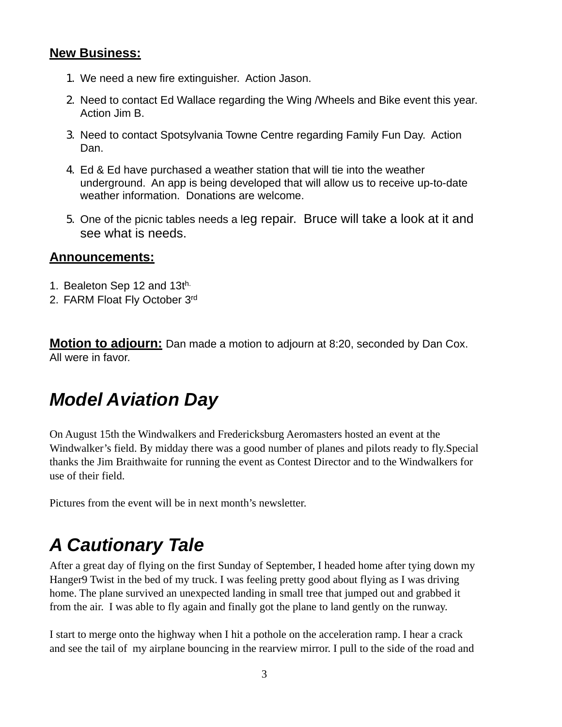**New Business:**

1. We need a new fire extinguisher. Action Jason.
2. Need to contact Ed Wallace regarding the Wing /Wheels and Bike event this year. Action Jim B.
3. Need to contact Spotsylvania Towne Centre regarding Family Fun Day. Action Dan.
4. Ed & Ed have purchased a weather station that will tie into the weather underground. An app is being developed that will allow us to receive up-to-date weather information. Donations are welcome.
5. One of the picnic tables needs a leg repair. Bruce will take a look at it and see what is needs.

**Announcements:**

1. Bealeton Sep 12 and 13th.
2. FARM Float Fly October 3rd

**Motion to adjourn:** Dan made a motion to adjourn at 8:20, seconded by Dan Cox. All were in favor.

# *Model Aviation Day*

On August 15th the Windwalkers and Fredericksburg Aeromasters hosted an event at the Windwalker's field. By midday there was a good number of planes and pilots ready to fly.Special thanks the Jim Braithwaite for running the event as Contest Director and to the Windwalkers for use of their field.

Pictures from the event will be in next month's newsletter.

# *A Cautionary Tale*

After a great day of flying on the first Sunday of September, I headed home after tying down my Hanger9 Twist in the bed of my truck. I was feeling pretty good about flying as I was driving home. The plane survived an unexpected landing in small tree that jumped out and grabbed it from the air. I was able to fly again and finally got the plane to land gently on the runway.

I start to merge onto the highway when I hit a pothole on the acceleration ramp. I hear a crack and see the tail of my airplane bouncing in the rearview mirror. I pull to the side of the road and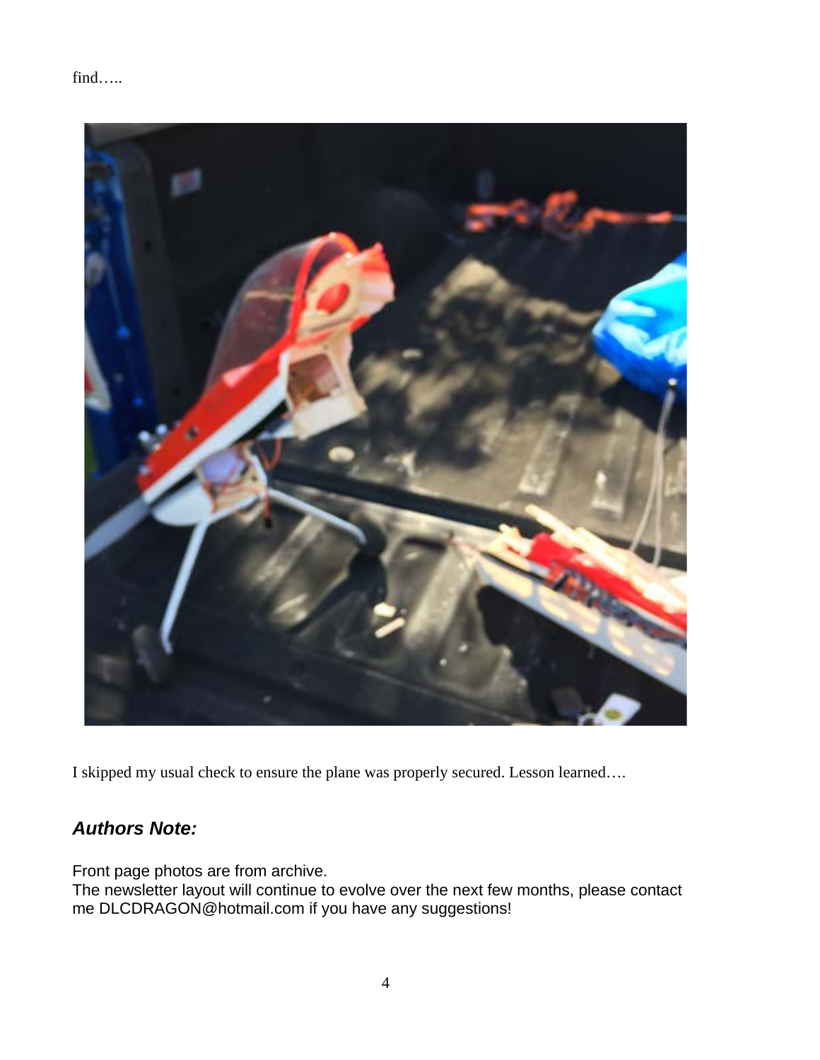find…..

I skipped my usual check to ensure the plane was properly secured. Lesson learned….

### *Authors Note:*

Front page photos are from archive.
The newsletter layout will continue to evolve over the next few months, please contact me DLCDRAGON@hotmail.com if you have any suggestions!